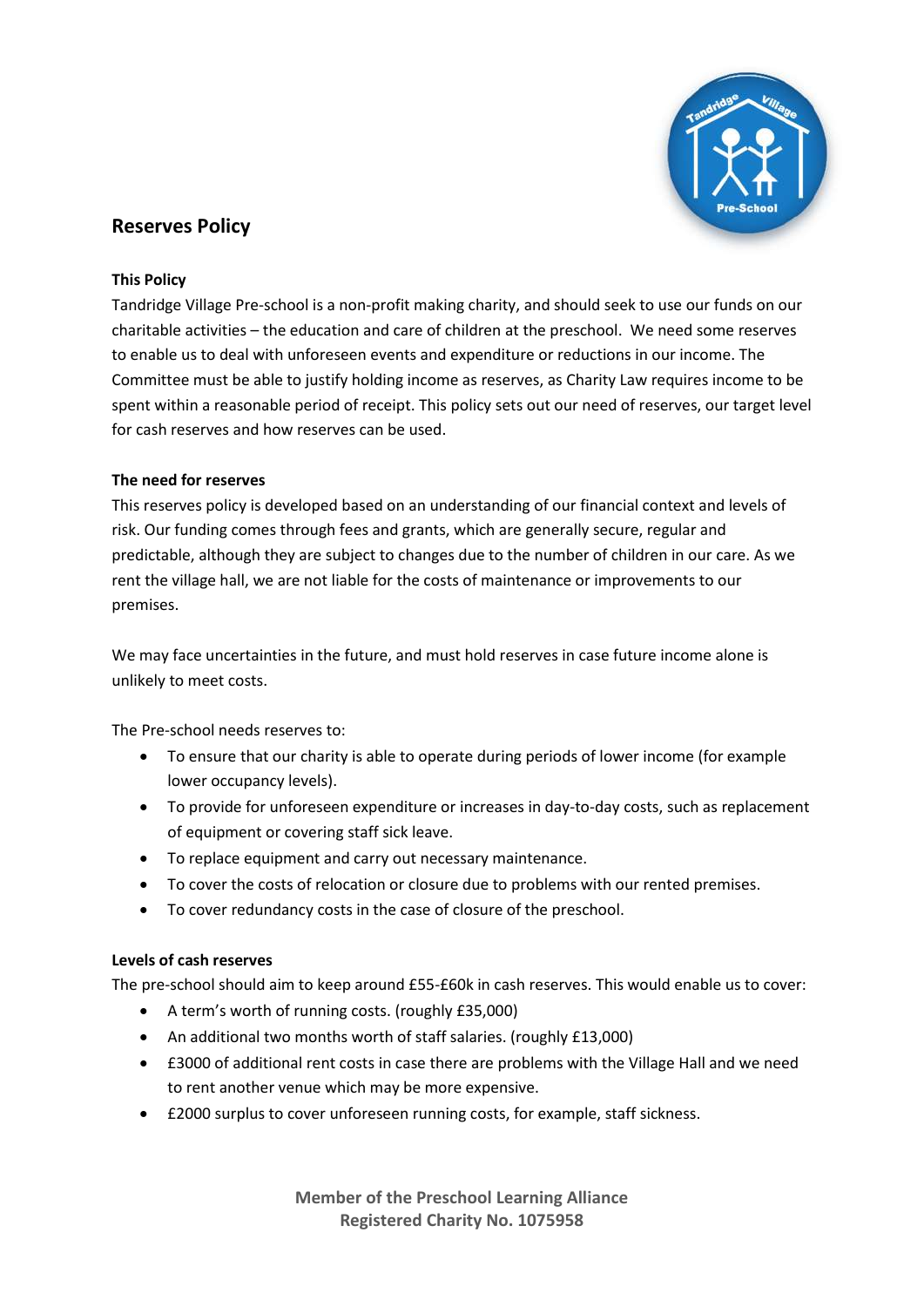# Reserves Policy

### This Policy

Tandridge Village Pre-school is a non-profit making charity, and should seek to use our funds on our charitable activities – the education and care of children at the preschool. We need some reserves to enable us to deal with unforeseen events and expenditure or reductions in our income. The Committee must be able to justify holding income as reserves, as Charity Law requires income to be spent within a reasonable period of receipt. This policy sets out our need of reserves, our target level for cash reserves and how reserves can be used.

### The need for reserves

This reserves policy is developed based on an understanding of our financial context and levels of risk. Our funding comes through fees and grants, which are generally secure, regular and predictable, although they are subject to changes due to the number of children in our care. As we rent the village hall, we are not liable for the costs of maintenance or improvements to our premises.

We may face uncertainties in the future, and must hold reserves in case future income alone is unlikely to meet costs.

The Pre-school needs reserves to:

- To ensure that our charity is able to operate during periods of lower income (for example lower occupancy levels).
- To provide for unforeseen expenditure or increases in day-to-day costs, such as replacement of equipment or covering staff sick leave.
- To replace equipment and carry out necessary maintenance.
- To cover the costs of relocation or closure due to problems with our rented premises.
- To cover redundancy costs in the case of closure of the preschool.

### Levels of cash reserves

The pre-school should aim to keep around £55-£60k in cash reserves. This would enable us to cover:

- A term's worth of running costs. (roughly £35,000)
- An additional two months worth of staff salaries. (roughly £13,000)
- £3000 of additional rent costs in case there are problems with the Village Hall and we need to rent another venue which may be more expensive.
- £2000 surplus to cover unforeseen running costs, for example, staff sickness.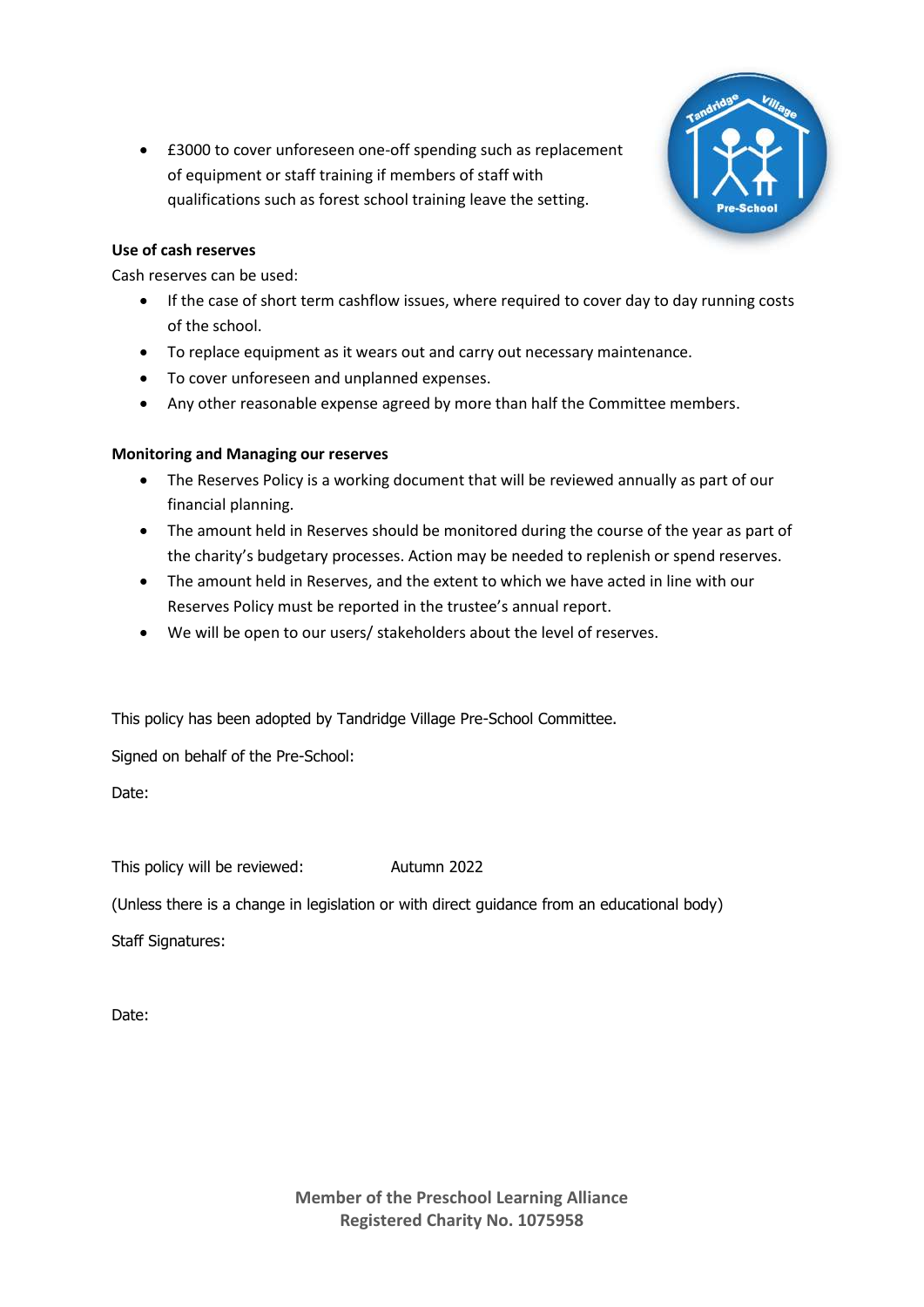- £3000 to cover unforeseen one-off spending such as replacement of equipment or staff training if members of staff with qualifications such as forest school training leave the setting.

**Use of cash reserves**

Cash reserves can be used:

- If the case of short term cashflow issues, where required to cover day to day running costs of the school.
- To replace equipment as it wears out and carry out necessary maintenance.
- To cover unforeseen and unplanned expenses.
- Any other reasonable expense agreed by more than half the Committee members.

**Monitoring and Managing our reserves**

- The Reserves Policy is a working document that will be reviewed annually as part of our financial planning.
- The amount held in Reserves should be monitored during the course of the year as part of the charity's budgetary processes. Action may be needed to replenish or spend reserves.
- The amount held in Reserves, and the extent to which we have acted in line with our Reserves Policy must be reported in the trustee's annual report.
- We will be open to our users/ stakeholders about the level of reserves.

This policy has been adopted by Tandridge Village Pre-School Committee.

Signed on behalf of the Pre-School:

Date:

This policy will be reviewed: Autumn 2022

(Unless there is a change in legislation or with direct guidance from an educational body)

Staff Signatures:

Date:

**Member of the Preschool Learning Alliance**
**Registered Charity No. 1075958**